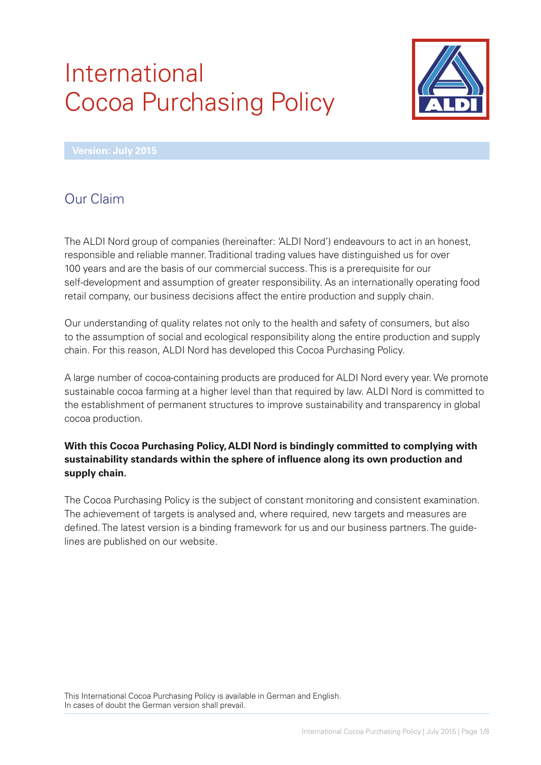# International Cocoa Purchasing Policy

**Version: July 2015**

## Our Claim

The ALDI Nord group of companies (hereinafter: 'ALDI Nord') endeavours to act in an honest, responsible and reliable manner. Traditional trading values have distinguished us for over 100 years and are the basis of our commercial success. This is a prerequisite for our self-development and assumption of greater responsibility. As an internationally operating food retail company, our business decisions affect the entire production and supply chain.

Our understanding of quality relates not only to the health and safety of consumers, but also to the assumption of social and ecological responsibility along the entire production and supply chain. For this reason, ALDI Nord has developed this Cocoa Purchasing Policy.

A large number of cocoa-containing products are produced for ALDI Nord every year. We promote sustainable cocoa farming at a higher level than that required by law. ALDI Nord is committed to the establishment of permanent structures to improve sustainability and transparency in global cocoa production.

**With this Cocoa Purchasing Policy, ALDI Nord is bindingly committed to complying with sustainability standards within the sphere of influence along its own production and supply chain.**

The Cocoa Purchasing Policy is the subject of constant monitoring and consistent examination. The achievement of targets is analysed and, where required, new targets and measures are defined. The latest version is a binding framework for us and our business partners. The guidelines are published on our website.

This International Cocoa Purchasing Policy is available in German and English.
In cases of doubt the German version shall prevail.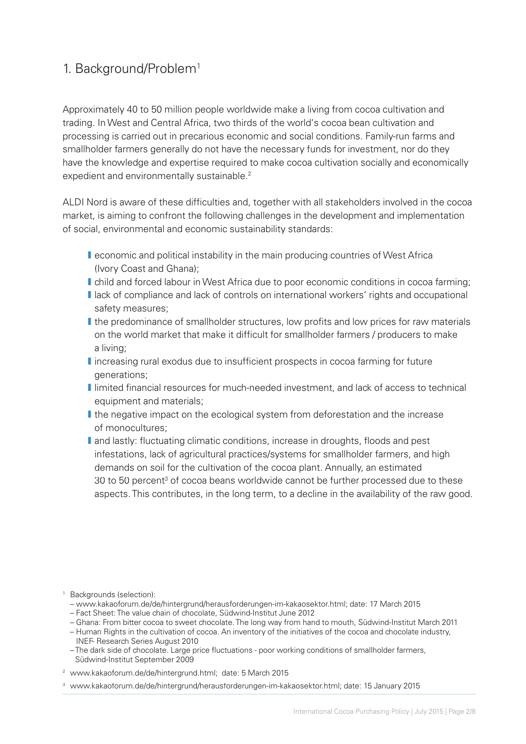## 1. Background/Problem[1]

Approximately 40 to 50 million people worldwide make a living from cocoa cultivation and trading. In West and Central Africa, two thirds of the world's cocoa bean cultivation and processing is carried out in precarious economic and social conditions. Family-run farms and smallholder farmers generally do not have the necessary funds for investment, nor do they have the knowledge and expertise required to make cocoa cultivation socially and economically expedient and environmentally sustainable.[2]

ALDI Nord is aware of these difficulties and, together with all stakeholders involved in the cocoa market, is aiming to confront the following challenges in the development and implementation of social, environmental and economic sustainability standards:

- economic and political instability in the main producing countries of West Africa (Ivory Coast and Ghana);
- child and forced labour in West Africa due to poor economic conditions in cocoa farming;
- lack of compliance and lack of controls on international workers' rights and occupational safety measures;
- the predominance of smallholder structures, low profits and low prices for raw materials on the world market that make it difficult for smallholder farmers / producers to make a living;
- increasing rural exodus due to insufficient prospects in cocoa farming for future generations;
- limited financial resources for much-needed investment, and lack of access to technical equipment and materials;
- the negative impact on the ecological system from deforestation and the increase of monocultures;
- and lastly: fluctuating climatic conditions, increase in droughts, floods and pest infestations, lack of agricultural practices/systems for smallholder farmers, and high demands on soil for the cultivation of the cocoa plant. Annually, an estimated 30 to 50 percent[3] of cocoa beans worldwide cannot be further processed due to these aspects. This contributes, in the long term, to a decline in the availability of the raw good.

---

[1] Backgrounds (selection):
– www.kakaoforum.de/de/hintergrund/herausforderungen-im-kakaosektor.html; date: 17 March 2015
– Fact Sheet: The value chain of chocolate, Südwind-Institut June 2012
– Ghana: From bitter cocoa to sweet chocolate. The long way from hand to mouth, Südwind-Institut March 2011
– Human Rights in the cultivation of cocoa. An inventory of the initiatives of the cocoa and chocolate industry, INEF- Research Series August 2010
– The dark side of chocolate. Large price fluctuations - poor working conditions of smallholder farmers, Südwind-Institut September 2009

[2] www.kakaoforum.de/de/hintergrund.html; date: 5 March 2015

[3] www.kakaoforum.de/de/hintergrund/herausforderungen-im-kakaosektor.html; date: 15 January 2015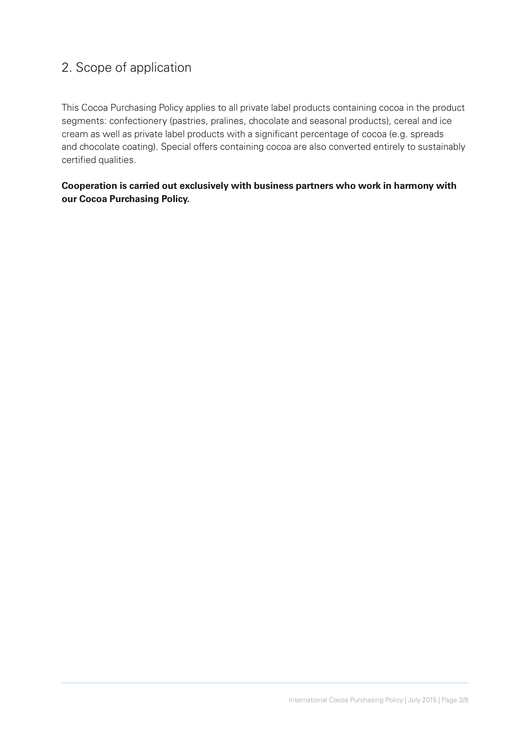## 2. Scope of application

This Cocoa Purchasing Policy applies to all private label products containing cocoa in the product segments: confectionery (pastries, pralines, chocolate and seasonal products), cereal and ice cream as well as private label products with a significant percentage of cocoa (e.g. spreads and chocolate coating). Special offers containing cocoa are also converted entirely to sustainably certified qualities.

**Cooperation is carried out exclusively with business partners who work in harmony with our Cocoa Purchasing Policy.**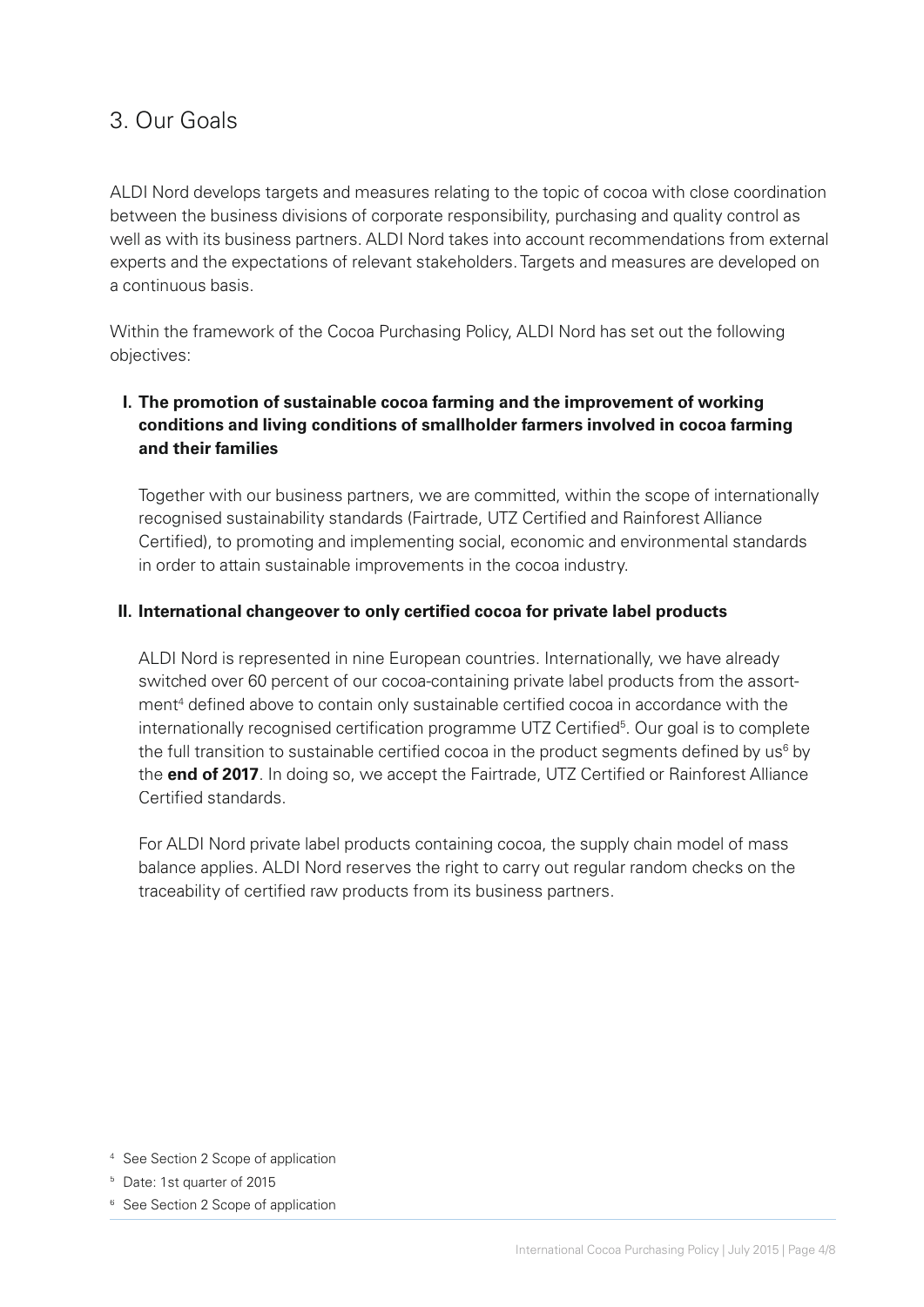## 3. Our Goals

ALDI Nord develops targets and measures relating to the topic of cocoa with close coordination between the business divisions of corporate responsibility, purchasing and quality control as well as with its business partners. ALDI Nord takes into account recommendations from external experts and the expectations of relevant stakeholders. Targets and measures are developed on a continuous basis.

Within the framework of the Cocoa Purchasing Policy, ALDI Nord has set out the following objectives:

**I. The promotion of sustainable cocoa farming and the improvement of working conditions and living conditions of smallholder farmers involved in cocoa farming and their families**

Together with our business partners, we are committed, within the scope of internationally recognised sustainability standards (Fairtrade, UTZ Certified and Rainforest Alliance Certified), to promoting and implementing social, economic and environmental standards in order to attain sustainable improvements in the cocoa industry.

**II. International changeover to only certified cocoa for private label products**

ALDI Nord is represented in nine European countries. Internationally, we have already switched over 60 percent of our cocoa-containing private label products from the assortment[4] defined above to contain only sustainable certified cocoa in accordance with the internationally recognised certification programme UTZ Certified[5]. Our goal is to complete the full transition to sustainable certified cocoa in the product segments defined by us[6] by the **end of 2017**. In doing so, we accept the Fairtrade, UTZ Certified or Rainforest Alliance Certified standards.

For ALDI Nord private label products containing cocoa, the supply chain model of mass balance applies. ALDI Nord reserves the right to carry out regular random checks on the traceability of certified raw products from its business partners.

[4] See Section 2 Scope of application

[5] Date: 1st quarter of 2015

[6] See Section 2 Scope of application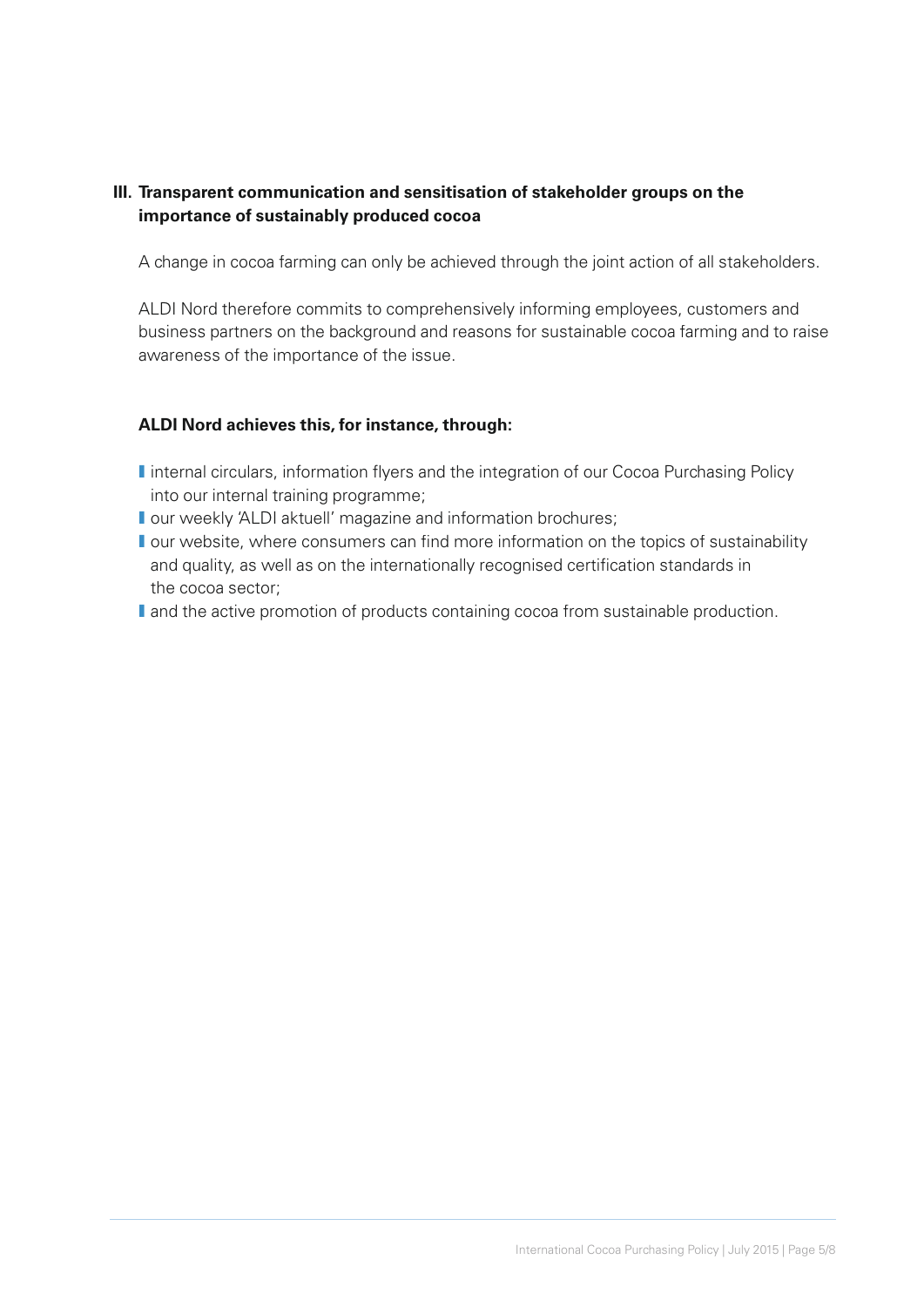## III. Transparent communication and sensitisation of stakeholder groups on the importance of sustainably produced cocoa

A change in cocoa farming can only be achieved through the joint action of all stakeholders.

ALDI Nord therefore commits to comprehensively informing employees, customers and business partners on the background and reasons for sustainable cocoa farming and to raise awareness of the importance of the issue.

**ALDI Nord achieves this, for instance, through:**

- internal circulars, information flyers and the integration of our Cocoa Purchasing Policy into our internal training programme;
- our weekly 'ALDI aktuell' magazine and information brochures;
- our website, where consumers can find more information on the topics of sustainability and quality, as well as on the internationally recognised certification standards in the cocoa sector;
- and the active promotion of products containing cocoa from sustainable production.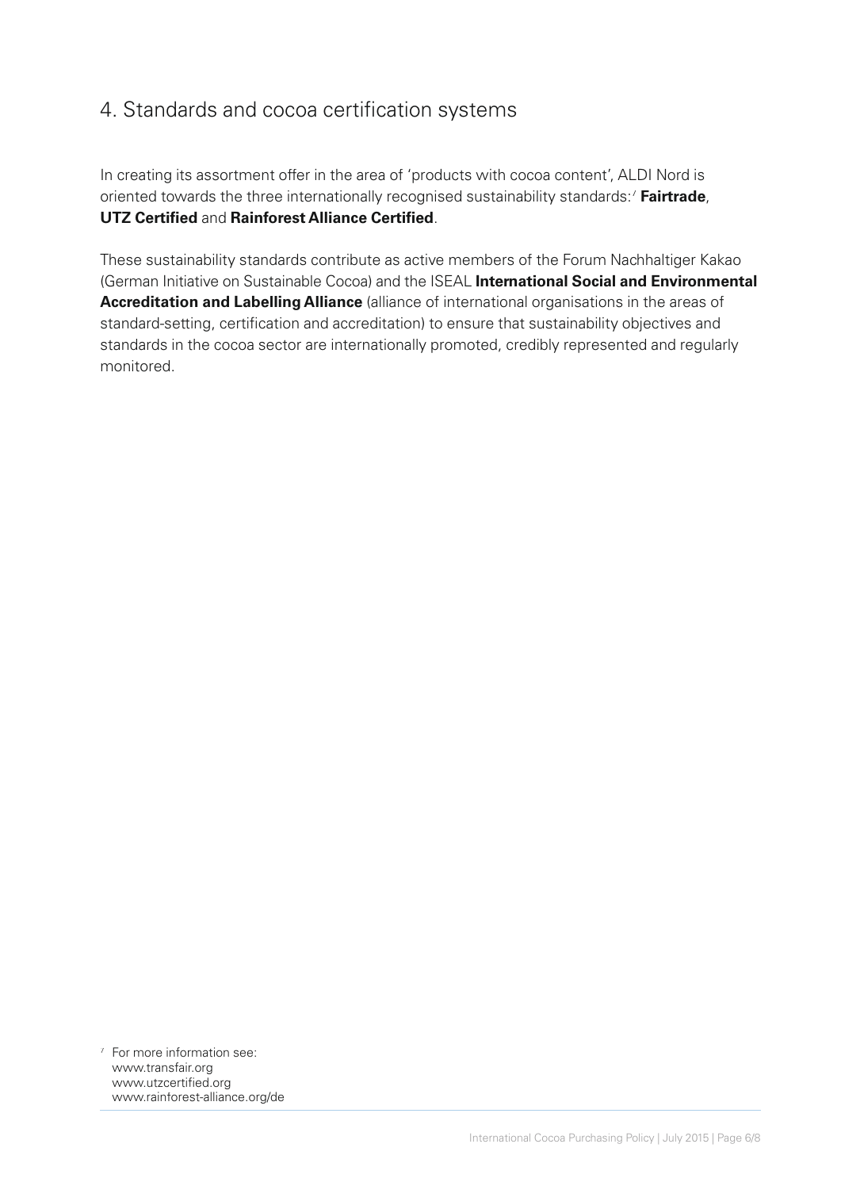## 4. Standards and cocoa certification systems

In creating its assortment offer in the area of 'products with cocoa content', ALDI Nord is oriented towards the three internationally recognised sustainability standards:[7] **Fairtrade**, **UTZ Certified** and **Rainforest Alliance Certified**.

These sustainability standards contribute as active members of the Forum Nachhaltiger Kakao (German Initiative on Sustainable Cocoa) and the ISEAL **International Social and Environmental Accreditation and Labelling Alliance** (alliance of international organisations in the areas of standard-setting, certification and accreditation) to ensure that sustainability objectives and standards in the cocoa sector are internationally promoted, credibly represented and regularly monitored.

[7] For more information see:
www.transfair.org
www.utzcertified.org
www.rainforest-alliance.org/de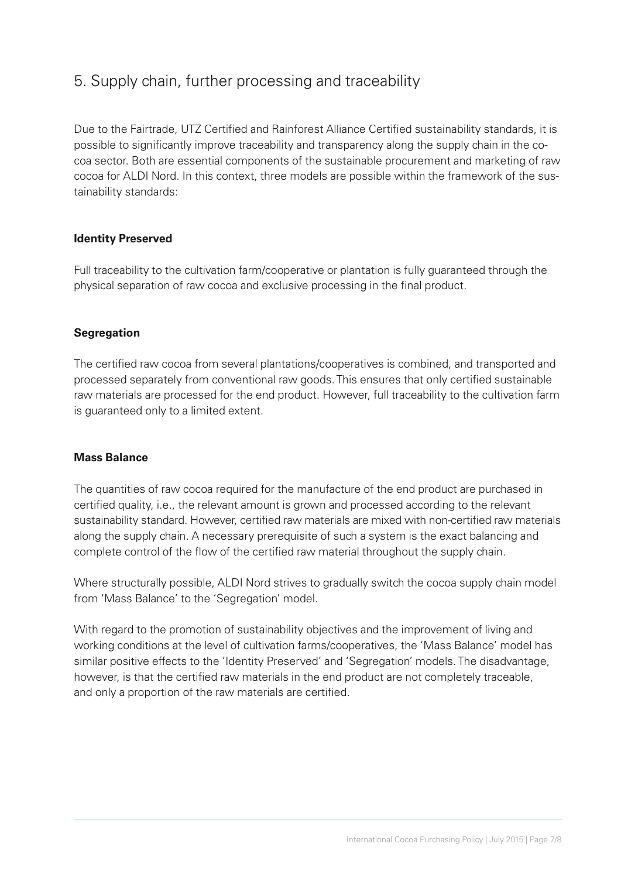## 5. Supply chain, further processing and traceability

Due to the Fairtrade, UTZ Certified and Rainforest Alliance Certified sustainability standards, it is possible to significantly improve traceability and transparency along the supply chain in the cocoa sector. Both are essential components of the sustainable procurement and marketing of raw cocoa for ALDI Nord. In this context, three models are possible within the framework of the sustainability standards:

**Identity Preserved**

Full traceability to the cultivation farm/cooperative or plantation is fully guaranteed through the physical separation of raw cocoa and exclusive processing in the final product.

**Segregation**

The certified raw cocoa from several plantations/cooperatives is combined, and transported and processed separately from conventional raw goods. This ensures that only certified sustainable raw materials are processed for the end product. However, full traceability to the cultivation farm is guaranteed only to a limited extent.

**Mass Balance**

The quantities of raw cocoa required for the manufacture of the end product are purchased in certified quality, i.e., the relevant amount is grown and processed according to the relevant sustainability standard. However, certified raw materials are mixed with non-certified raw materials along the supply chain. A necessary prerequisite of such a system is the exact balancing and complete control of the flow of the certified raw material throughout the supply chain.

Where structurally possible, ALDI Nord strives to gradually switch the cocoa supply chain model from 'Mass Balance' to the 'Segregation' model.

With regard to the promotion of sustainability objectives and the improvement of living and working conditions at the level of cultivation farms/cooperatives, the 'Mass Balance' model has similar positive effects to the 'Identity Preserved' and 'Segregation' models. The disadvantage, however, is that the certified raw materials in the end product are not completely traceable, and only a proportion of the raw materials are certified.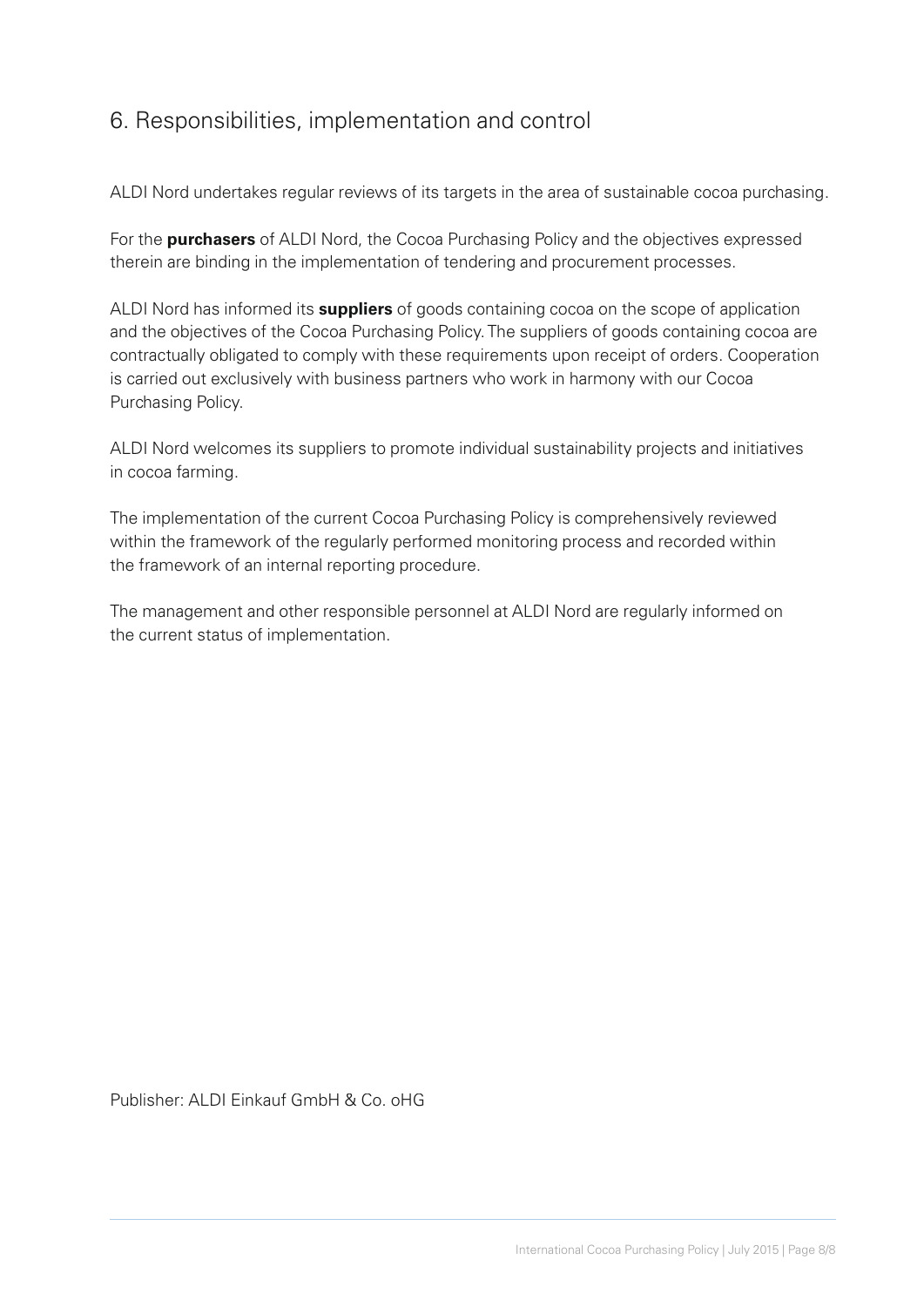## 6. Responsibilities, implementation and control

ALDI Nord undertakes regular reviews of its targets in the area of sustainable cocoa purchasing.

For the **purchasers** of ALDI Nord, the Cocoa Purchasing Policy and the objectives expressed therein are binding in the implementation of tendering and procurement processes.

ALDI Nord has informed its **suppliers** of goods containing cocoa on the scope of application and the objectives of the Cocoa Purchasing Policy. The suppliers of goods containing cocoa are contractually obligated to comply with these requirements upon receipt of orders. Cooperation is carried out exclusively with business partners who work in harmony with our Cocoa Purchasing Policy.

ALDI Nord welcomes its suppliers to promote individual sustainability projects and initiatives in cocoa farming.

The implementation of the current Cocoa Purchasing Policy is comprehensively reviewed within the framework of the regularly performed monitoring process and recorded within the framework of an internal reporting procedure.

The management and other responsible personnel at ALDI Nord are regularly informed on the current status of implementation.

Publisher: ALDI Einkauf GmbH & Co. oHG